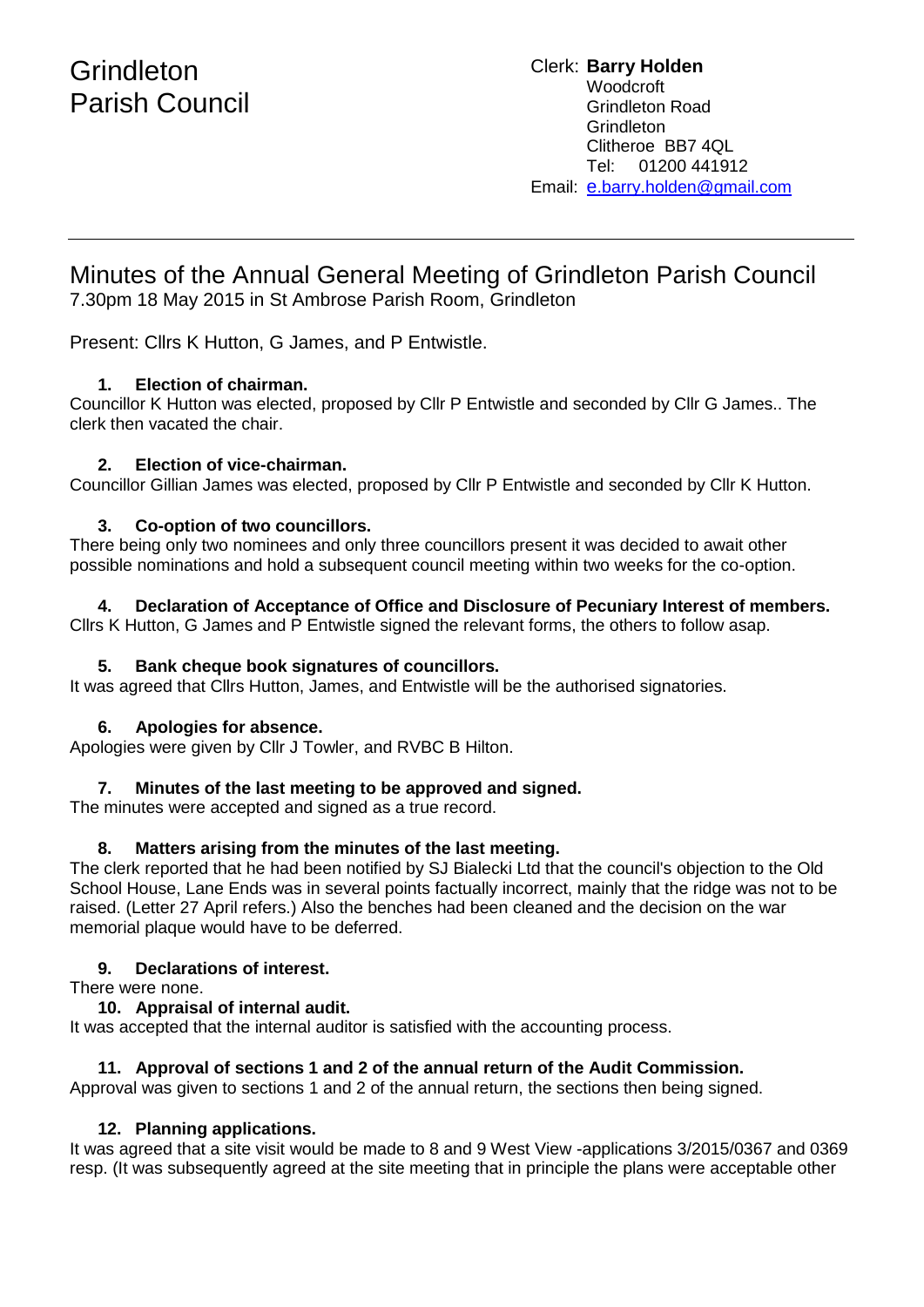# Grindleton Parish Council

Clerk: **Barry Holden**
Woodcroft
Grindleton Road
Grindleton
Clitheroe BB7 4QL
Tel: 01200 441912
Email: e.barry.holden@gmail.com

---

## Minutes of the Annual General Meeting of Grindleton Parish Council

7.30pm 18 May 2015 in St Ambrose Parish Room, Grindleton

Present: Cllrs K Hutton, G James, and P Entwistle.

1. **Election of chairman.**

Councillor K Hutton was elected, proposed by Cllr P Entwistle and seconded by Cllr G James.. The clerk then vacated the chair.

2. **Election of vice-chairman.**

Councillor Gillian James was elected, proposed by Cllr P Entwistle and seconded by Cllr K Hutton.

3. **Co-option of two councillors.**

There being only two nominees and only three councillors present it was decided to await other possible nominations and hold a subsequent council meeting within two weeks for the co-option.

4. **Declaration of Acceptance of Office and Disclosure of Pecuniary Interest of members.**

Cllrs K Hutton, G James and P Entwistle signed the relevant forms, the others to follow asap.

5. **Bank cheque book signatures of councillors.**

It was agreed that Cllrs Hutton, James, and Entwistle will be the authorised signatories.

6. **Apologies for absence.**

Apologies were given by Cllr J Towler, and RVBC B Hilton.

7. **Minutes of the last meeting to be approved and signed.**

The minutes were accepted and signed as a true record.

8. **Matters arising from the minutes of the last meeting.**

The clerk reported that he had been notified by SJ Bialecki Ltd that the council's objection to the Old School House, Lane Ends was in several points factually incorrect, mainly that the ridge was not to be raised. (Letter 27 April refers.) Also the benches had been cleaned and the decision on the war memorial plaque would have to be deferred.

9. **Declarations of interest.**

There were none.

10. **Appraisal of internal audit.**

It was accepted that the internal auditor is satisfied with the accounting process.

11. **Approval of sections 1 and 2 of the annual return of the Audit Commission.**

Approval was given to sections 1 and 2 of the annual return, the sections then being signed.

12. **Planning applications.**

It was agreed that a site visit would be made to 8 and 9 West View -applications 3/2015/0367 and 0369 resp. (It was subsequently agreed at the site meeting that in principle the plans were acceptable other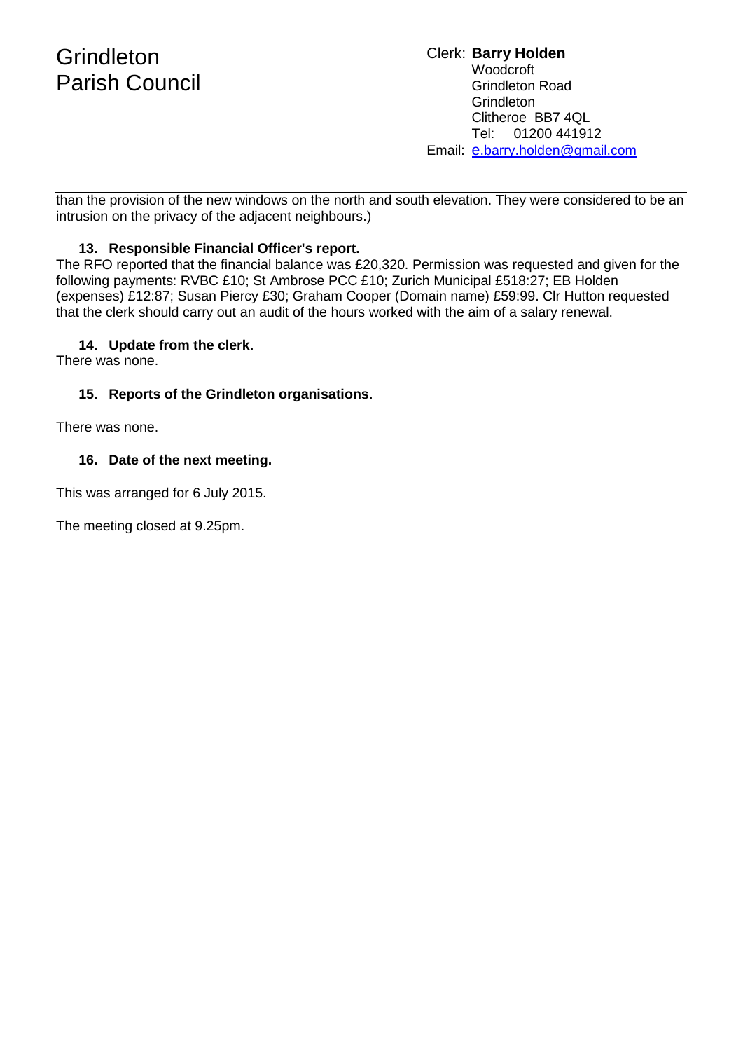than the provision of the new windows on the north and south elevation. They were considered to be an intrusion on the privacy of the adjacent neighbours.)

### 13. Responsible Financial Officer's report.

The RFO reported that the financial balance was £20,320. Permission was requested and given for the following payments: RVBC £10; St Ambrose PCC £10; Zurich Municipal £518:27; EB Holden (expenses) £12:87; Susan Piercy £30; Graham Cooper (Domain name) £59:99. Clr Hutton requested that the clerk should carry out an audit of the hours worked with the aim of a salary renewal.

### 14. Update from the clerk.

There was none.

### 15. Reports of the Grindleton organisations.

There was none.

### 16. Date of the next meeting.

This was arranged for 6 July 2015.

The meeting closed at 9.25pm.